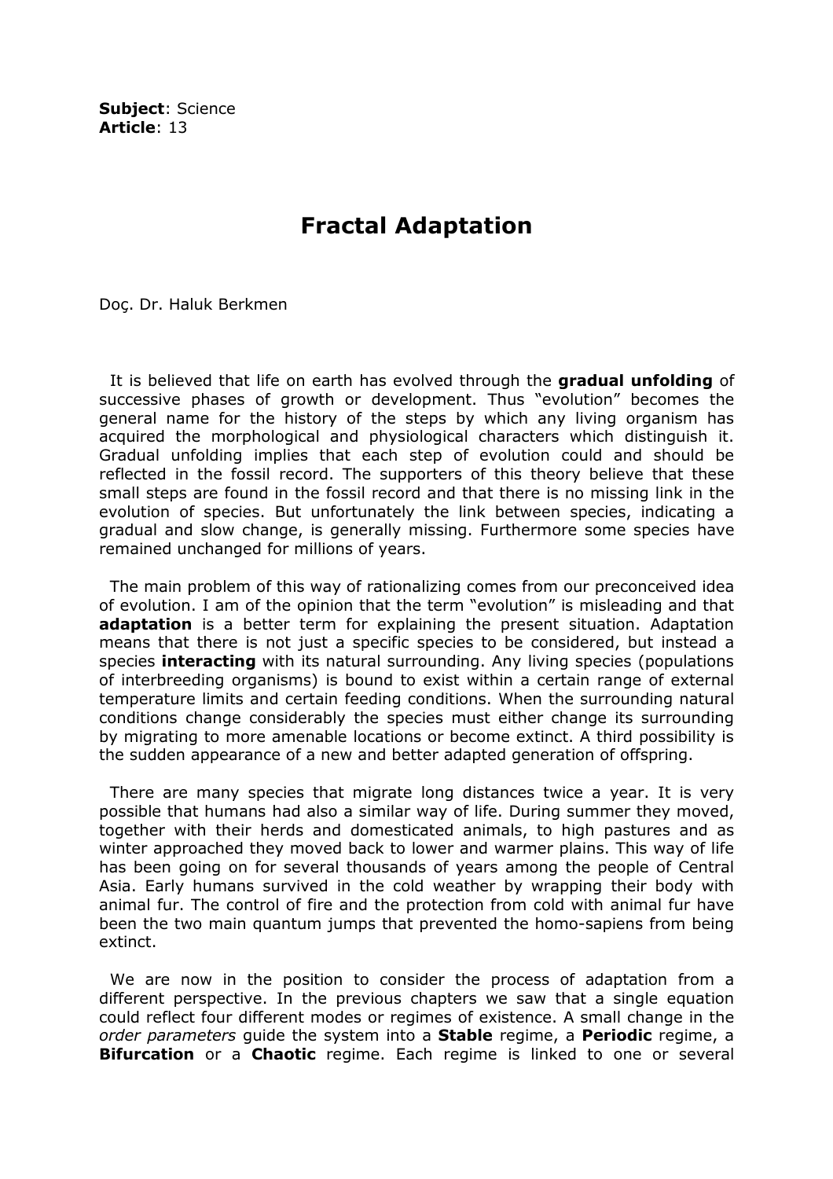**Subject**: Science
**Article**: 13

# Fractal Adaptation

Doç. Dr. Haluk Berkmen

It is believed that life on earth has evolved through the **gradual unfolding** of successive phases of growth or development. Thus "evolution" becomes the general name for the history of the steps by which any living organism has acquired the morphological and physiological characters which distinguish it. Gradual unfolding implies that each step of evolution could and should be reflected in the fossil record. The supporters of this theory believe that these small steps are found in the fossil record and that there is no missing link in the evolution of species. But unfortunately the link between species, indicating a gradual and slow change, is generally missing. Furthermore some species have remained unchanged for millions of years.

The main problem of this way of rationalizing comes from our preconceived idea of evolution. I am of the opinion that the term "evolution" is misleading and that **adaptation** is a better term for explaining the present situation. Adaptation means that there is not just a specific species to be considered, but instead a species **interacting** with its natural surrounding. Any living species (populations of interbreeding organisms) is bound to exist within a certain range of external temperature limits and certain feeding conditions. When the surrounding natural conditions change considerably the species must either change its surrounding by migrating to more amenable locations or become extinct. A third possibility is the sudden appearance of a new and better adapted generation of offspring.

There are many species that migrate long distances twice a year. It is very possible that humans had also a similar way of life. During summer they moved, together with their herds and domesticated animals, to high pastures and as winter approached they moved back to lower and warmer plains. This way of life has been going on for several thousands of years among the people of Central Asia. Early humans survived in the cold weather by wrapping their body with animal fur. The control of fire and the protection from cold with animal fur have been the two main quantum jumps that prevented the homo-sapiens from being extinct.

We are now in the position to consider the process of adaptation from a different perspective. In the previous chapters we saw that a single equation could reflect four different modes or regimes of existence. A small change in the *order parameters* guide the system into a **Stable** regime, a **Periodic** regime, a **Bifurcation** or a **Chaotic** regime. Each regime is linked to one or several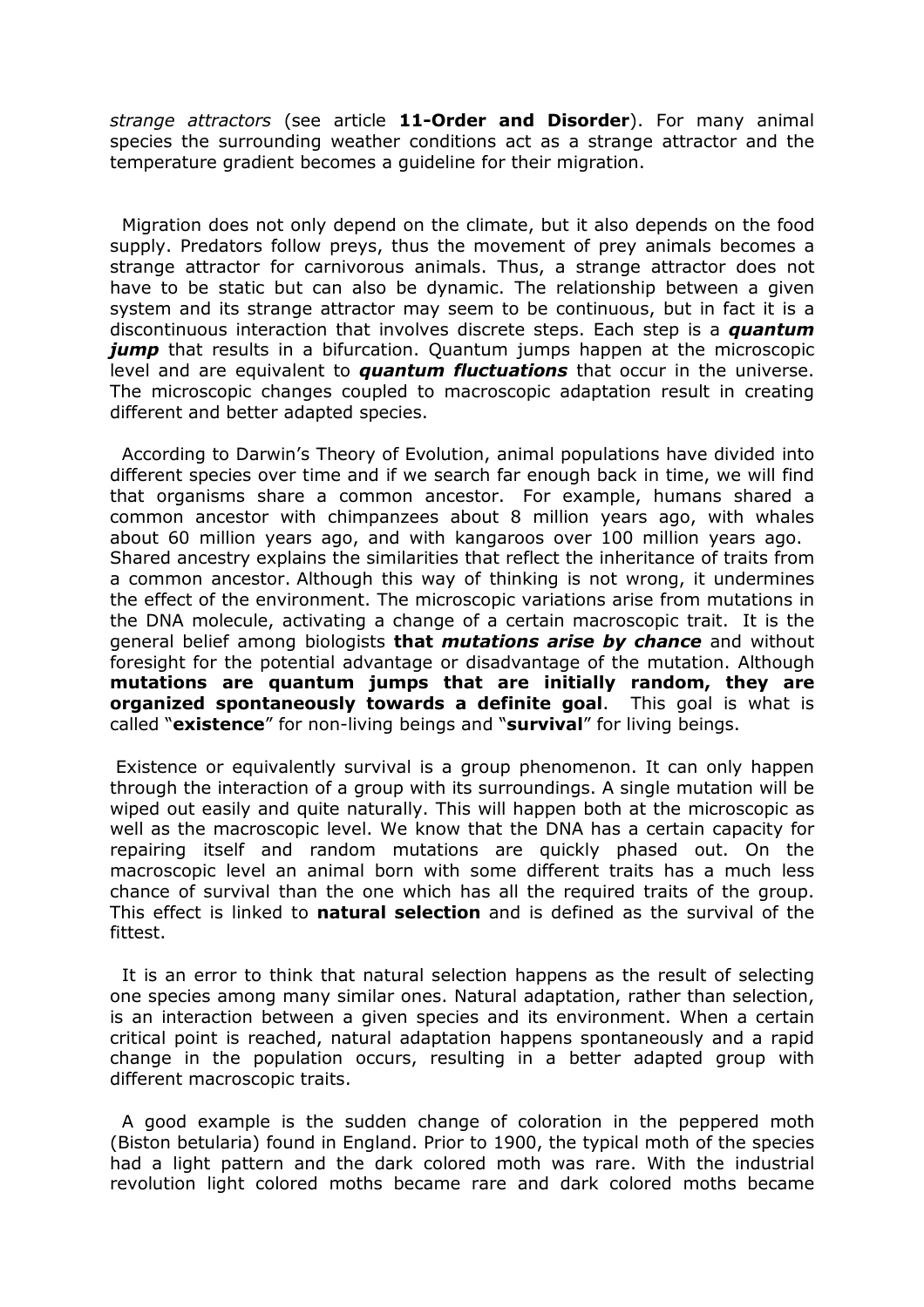*strange attractors* (see article **11-Order and Disorder**). For many animal species the surrounding weather conditions act as a strange attractor and the temperature gradient becomes a guideline for their migration.

Migration does not only depend on the climate, but it also depends on the food supply. Predators follow preys, thus the movement of prey animals becomes a strange attractor for carnivorous animals. Thus, a strange attractor does not have to be static but can also be dynamic. The relationship between a given system and its strange attractor may seem to be continuous, but in fact it is a discontinuous interaction that involves discrete steps. Each step is a ***quantum jump*** that results in a bifurcation. Quantum jumps happen at the microscopic level and are equivalent to ***quantum fluctuations*** that occur in the universe. The microscopic changes coupled to macroscopic adaptation result in creating different and better adapted species.

According to Darwin's Theory of Evolution, animal populations have divided into different species over time and if we search far enough back in time, we will find that organisms share a common ancestor. For example, humans shared a common ancestor with chimpanzees about 8 million years ago, with whales about 60 million years ago, and with kangaroos over 100 million years ago. Shared ancestry explains the similarities that reflect the inheritance of traits from a common ancestor. Although this way of thinking is not wrong, it undermines the effect of the environment. The microscopic variations arise from mutations in the DNA molecule, activating a change of a certain macroscopic trait. It is the general belief among biologists **that *mutations arise by chance*** and without foresight for the potential advantage or disadvantage of the mutation. Although **mutations are quantum jumps that are initially random, they are organized spontaneously towards a definite goal**. This goal is what is called "**existence**" for non-living beings and "**survival**" for living beings.

Existence or equivalently survival is a group phenomenon. It can only happen through the interaction of a group with its surroundings. A single mutation will be wiped out easily and quite naturally. This will happen both at the microscopic as well as the macroscopic level. We know that the DNA has a certain capacity for repairing itself and random mutations are quickly phased out. On the macroscopic level an animal born with some different traits has a much less chance of survival than the one which has all the required traits of the group. This effect is linked to **natural selection** and is defined as the survival of the fittest.

It is an error to think that natural selection happens as the result of selecting one species among many similar ones. Natural adaptation, rather than selection, is an interaction between a given species and its environment. When a certain critical point is reached, natural adaptation happens spontaneously and a rapid change in the population occurs, resulting in a better adapted group with different macroscopic traits.

A good example is the sudden change of coloration in the peppered moth (Biston betularia) found in England. Prior to 1900, the typical moth of the species had a light pattern and the dark colored moth was rare. With the industrial revolution light colored moths became rare and dark colored moths became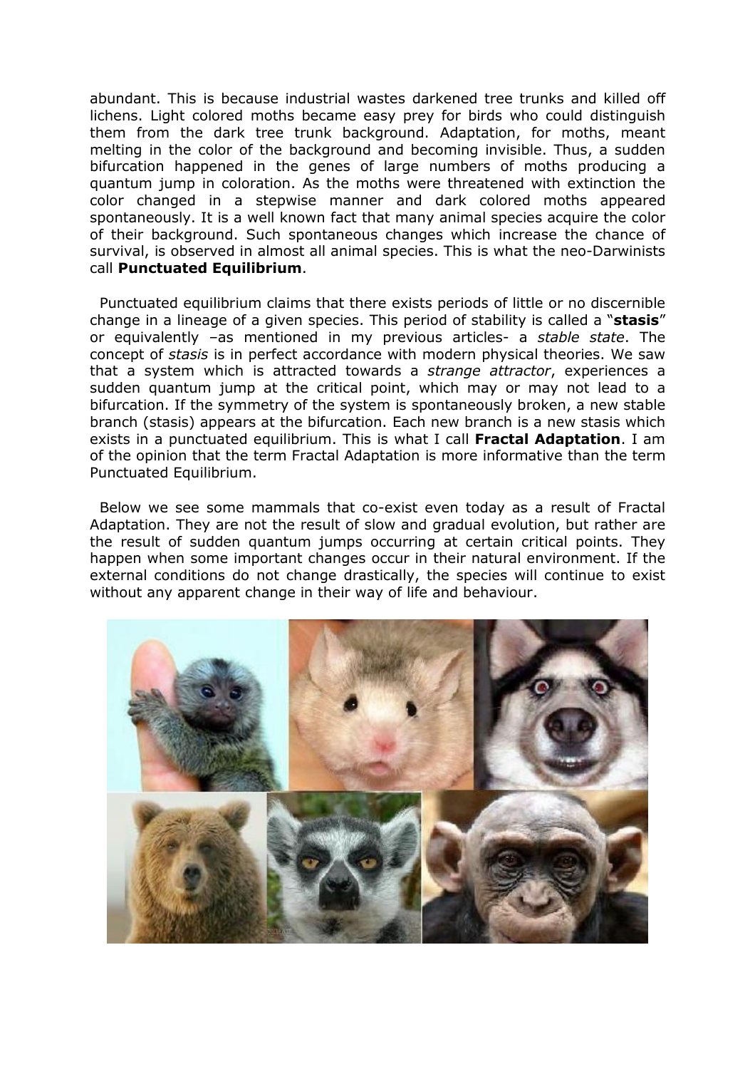abundant. This is because industrial wastes darkened tree trunks and killed off lichens. Light colored moths became easy prey for birds who could distinguish them from the dark tree trunk background. Adaptation, for moths, meant melting in the color of the background and becoming invisible. Thus, a sudden bifurcation happened in the genes of large numbers of moths producing a quantum jump in coloration. As the moths were threatened with extinction the color changed in a stepwise manner and dark colored moths appeared spontaneously. It is a well known fact that many animal species acquire the color of their background. Such spontaneous changes which increase the chance of survival, is observed in almost all animal species. This is what the neo-Darwinists call **Punctuated Equilibrium**.

Punctuated equilibrium claims that there exists periods of little or no discernible change in a lineage of a given species. This period of stability is called a "**stasis**" or equivalently –as mentioned in my previous articles- a *stable state*. The concept of *stasis* is in perfect accordance with modern physical theories. We saw that a system which is attracted towards a *strange attractor*, experiences a sudden quantum jump at the critical point, which may or may not lead to a bifurcation. If the symmetry of the system is spontaneously broken, a new stable branch (stasis) appears at the bifurcation. Each new branch is a new stasis which exists in a punctuated equilibrium. This is what I call **Fractal Adaptation**. I am of the opinion that the term Fractal Adaptation is more informative than the term Punctuated Equilibrium.

Below we see some mammals that co-exist even today as a result of Fractal Adaptation. They are not the result of slow and gradual evolution, but rather are the result of sudden quantum jumps occurring at certain critical points. They happen when some important changes occur in their natural environment. If the external conditions do not change drastically, the species will continue to exist without any apparent change in their way of life and behaviour.